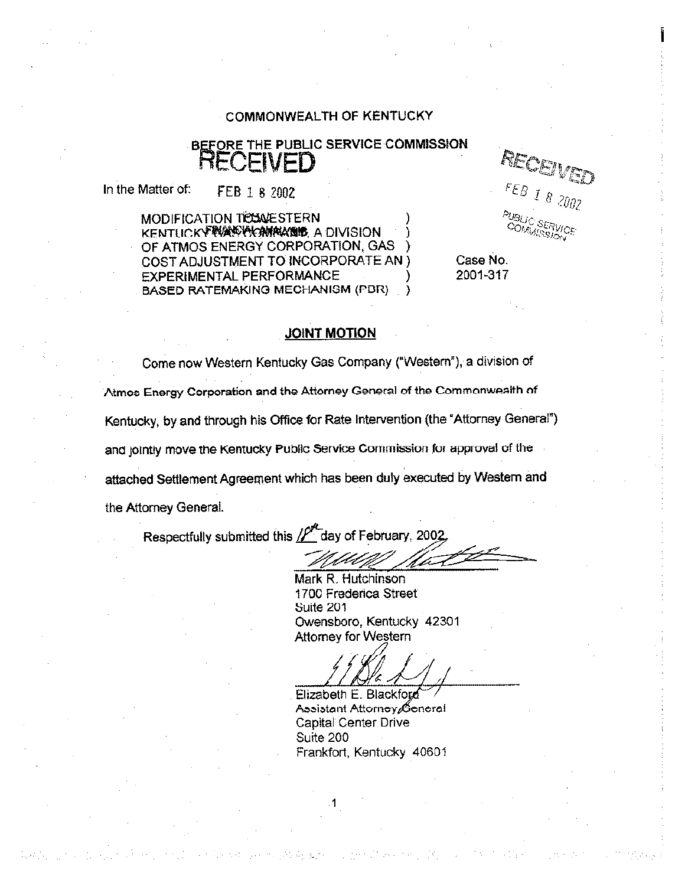COMMONWEALTH OF KENTUCKY

BEFORE THE PUBLIC SERVICE COMMISSION

RECEIVED

FEB 1 8 2002

RECEIVED
FEB 1 8 2002
PUBLIC SERVICE COMMISSION

In the Matter of:

MODIFICATION TO WESTERN )
KENTUCKY GAS COMPANY, A DIVISION )
OF ATMOS ENERGY CORPORATION, GAS )
COST ADJUSTMENT TO INCORPORATE AN )
EXPERIMENTAL PERFORMANCE )
BASED RATEMAKING MECHANISM (PBR) )

Case No. 2001-317

## JOINT MOTION

Come now Western Kentucky Gas Company ("Western"), a division of Atmos Energy Corporation and the Attorney General of the Commonwealth of Kentucky, by and through his Office for Rate Intervention (the "Attorney General") and jointly move the Kentucky Public Service Commission for approval of the attached Settlement Agreement which has been duly executed by Western and the Attorney General.

Respectfully submitted this 18th day of February, 2002.

Mark R. Hutchinson
1700 Frederica Street
Suite 201
Owensboro, Kentucky 42301
Attorney for Western

Elizabeth E. Blackford
Assistant Attorney General
Capital Center Drive
Suite 200
Frankfort, Kentucky 40601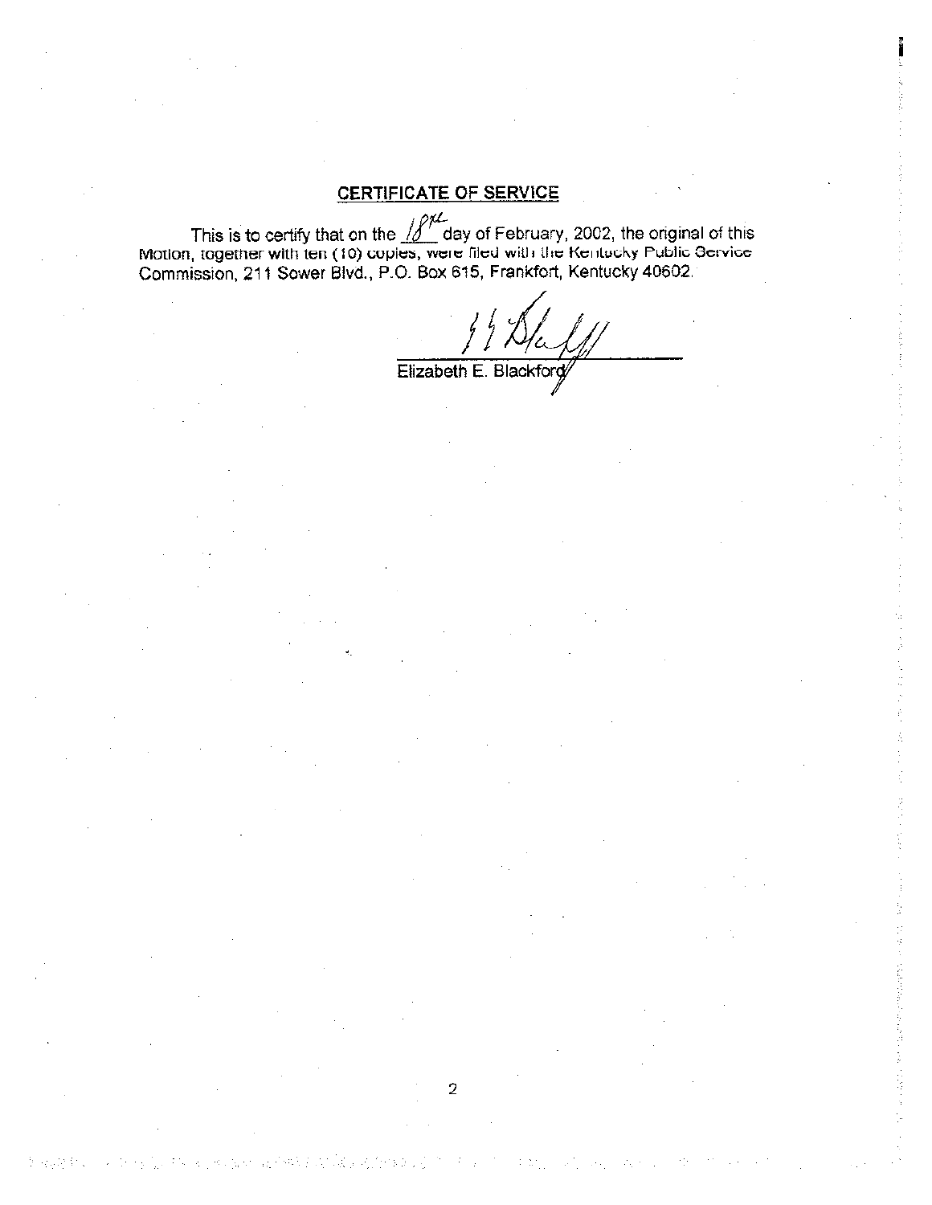## CERTIFICATE OF SERVICE

This is to certify that on the 18th day of February, 2002, the original of this Motion, together with ten (10) copies, were filed with the Kentucky Public Service Commission, 211 Sower Blvd., P.O. Box 615, Frankfort, Kentucky 40602.

Elizabeth E. Blackford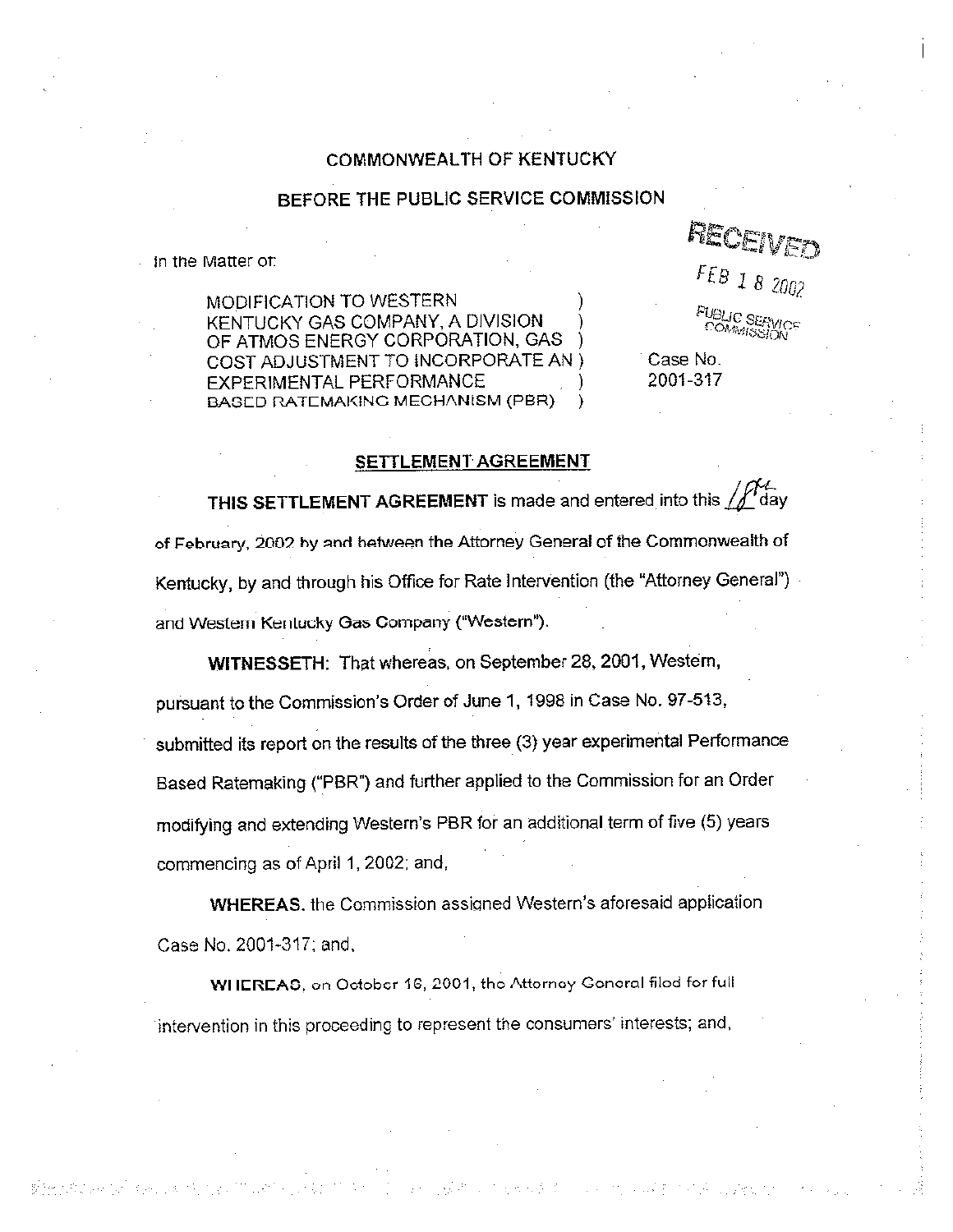COMMONWEALTH OF KENTUCKY

BEFORE THE PUBLIC SERVICE COMMISSION

RECEIVED

FEB 18 2002

PUBLIC SERVICE COMMISSION

In the Matter of:

MODIFICATION TO WESTERN KENTUCKY GAS COMPANY, A DIVISION OF ATMOS ENERGY CORPORATION, GAS COST ADJUSTMENT TO INCORPORATE AN EXPERIMENTAL PERFORMANCE BASED RATEMAKING MECHANISM (PBR)

Case No. 2001-317

## SETTLEMENT AGREEMENT

**THIS SETTLEMENT AGREEMENT** is made and entered into this 18th day of February, 2002 by and between the Attorney General of the Commonwealth of Kentucky, by and through his Office for Rate Intervention (the "Attorney General") and Western Kentucky Gas Company ("Western").

**WITNESSETH:** That whereas, on September 28, 2001, Western, pursuant to the Commission's Order of June 1, 1998 in Case No. 97-513, submitted its report on the results of the three (3) year experimental Performance Based Ratemaking ("PBR") and further applied to the Commission for an Order modifying and extending Western's PBR for an additional term of five (5) years commencing as of April 1, 2002; and,

**WHEREAS**, the Commission assigned Western's aforesaid application Case No. 2001-317; and,

**WHEREAS**, on October 16, 2001, the Attorney General filed for full intervention in this proceeding to represent the consumers' interests; and,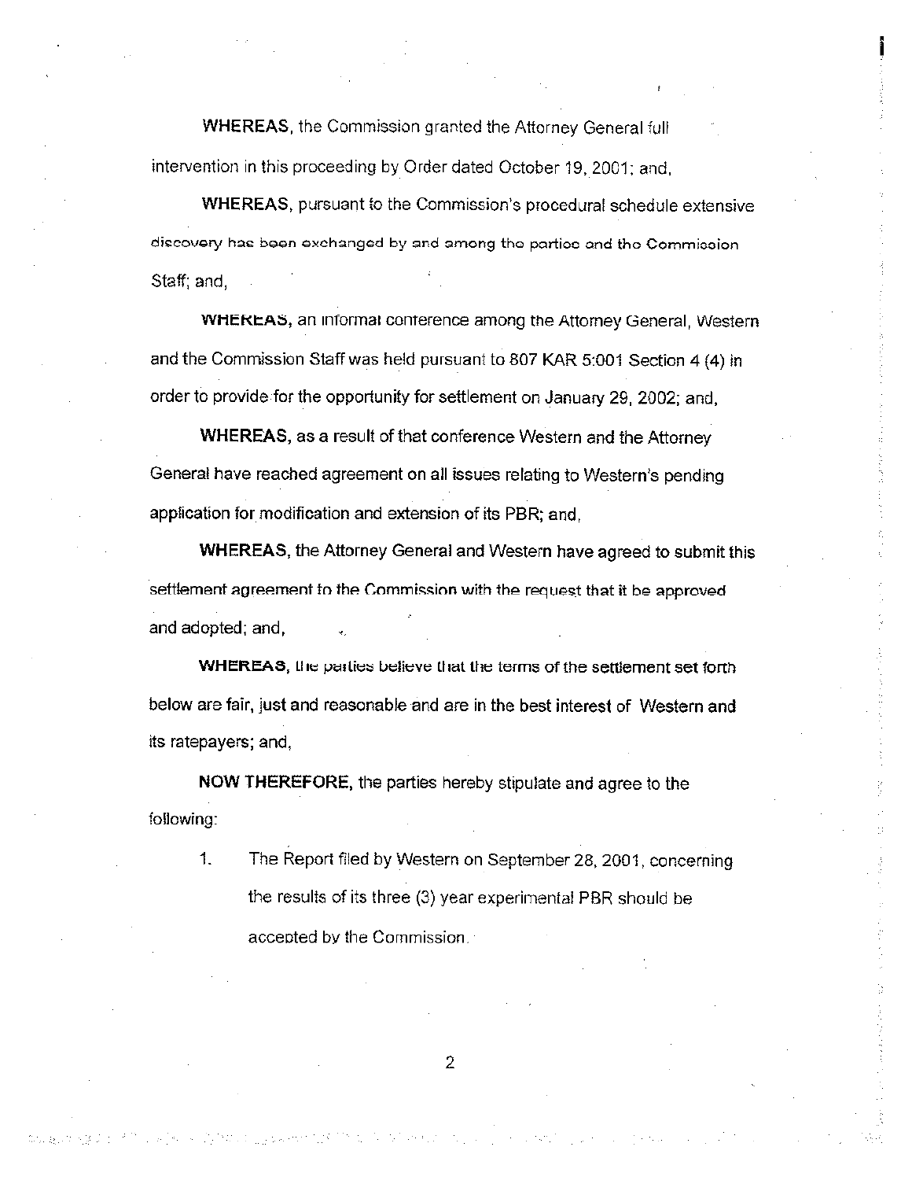**WHEREAS**, the Commission granted the Attorney General full intervention in this proceeding by Order dated October 19, 2001; and,

**WHEREAS**, pursuant to the Commission's procedural schedule extensive discovery has been exchanged by and among the parties and the Commission Staff; and,

**WHEREAS**, an informal conference among the Attorney General, Western and the Commission Staff was held pursuant to 807 KAR 5:001 Section 4 (4) in order to provide for the opportunity for settlement on January 29, 2002; and,

**WHEREAS**, as a result of that conference Western and the Attorney General have reached agreement on all issues relating to Western's pending application for modification and extension of its PBR; and,

**WHEREAS**, the Attorney General and Western have agreed to submit this settlement agreement to the Commission with the request that it be approved and adopted; and,

**WHEREAS**, the parties believe that the terms of the settlement set forth below are fair, just and reasonable and are in the best interest of Western and its ratepayers; and,

**NOW THEREFORE**, the parties hereby stipulate and agree to the following:

1. The Report filed by Western on September 28, 2001, concerning the results of its three (3) year experimental PBR should be accepted by the Commission.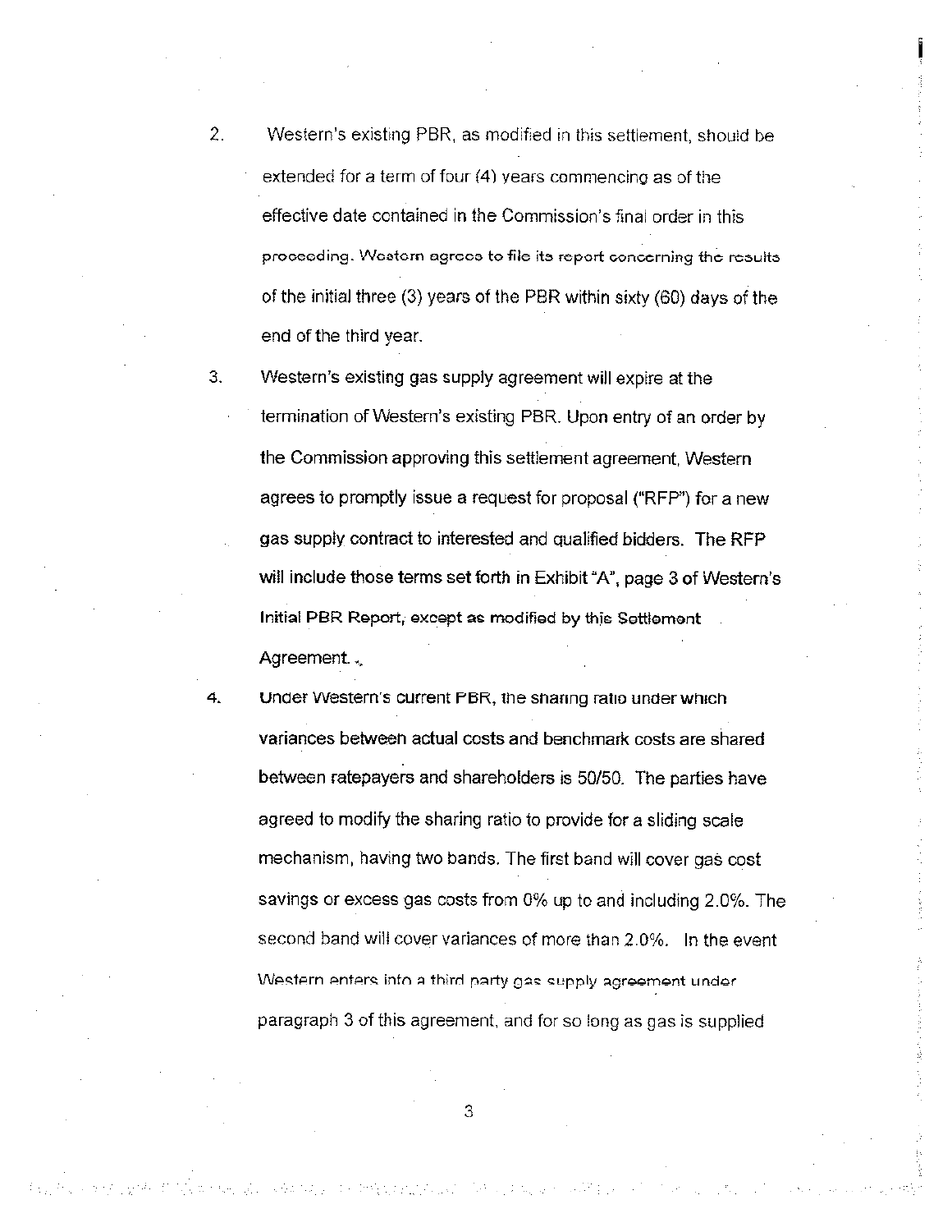2. Western's existing PBR, as modified in this settlement, should be extended for a term of four (4) years commencing as of the effective date contained in the Commission's final order in this proceeding. Western agrees to file its report concerning the results of the initial three (3) years of the PBR within sixty (60) days of the end of the third year.

3. Western's existing gas supply agreement will expire at the termination of Western's existing PBR. Upon entry of an order by the Commission approving this settlement agreement, Western agrees to promptly issue a request for proposal ("RFP") for a new gas supply contract to interested and qualified bidders. The RFP will include those terms set forth in Exhibit "A", page 3 of Western's Initial PBR Report, except as modified by this Settlement Agreement.

4. Under Western's current PBR, the sharing ratio under which variances between actual costs and benchmark costs are shared between ratepayers and shareholders is 50/50. The parties have agreed to modify the sharing ratio to provide for a sliding scale mechanism, having two bands. The first band will cover gas cost savings or excess gas costs from 0% up to and including 2.0%. The second band will cover variances of more than 2.0%. In the event Western enters into a third party gas supply agreement under paragraph 3 of this agreement, and for so long as gas is supplied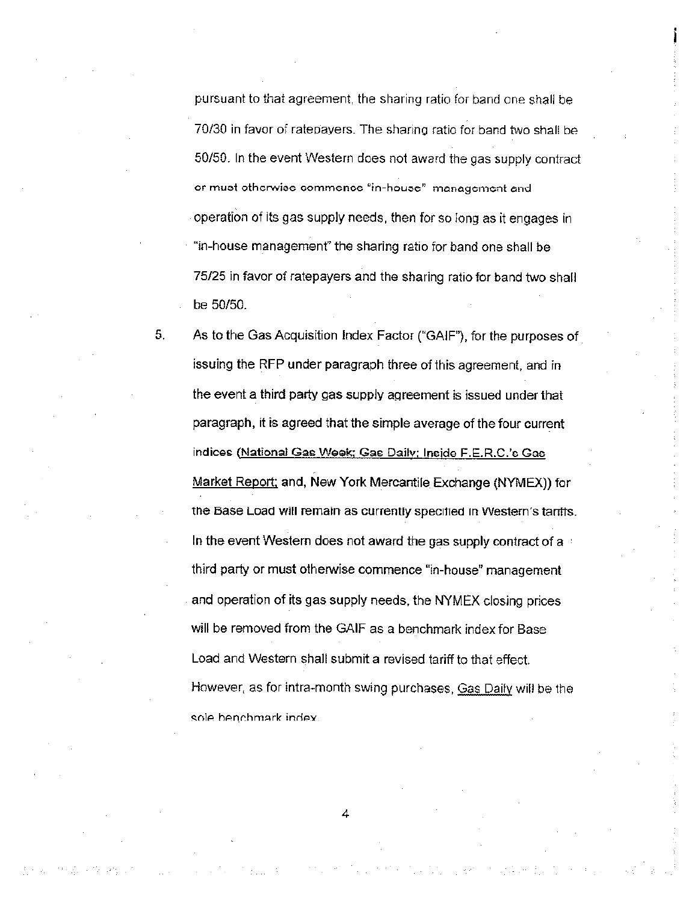pursuant to that agreement, the sharing ratio for band one shall be 70/30 in favor of ratepayers. The sharing ratio for band two shall be 50/50. In the event Western does not award the gas supply contract or must otherwise commence "in-house" management and operation of its gas supply needs, then for so long as it engages in "in-house management" the sharing ratio for band one shall be 75/25 in favor of ratepayers and the sharing ratio for band two shall be 50/50.

5. As to the Gas Acquisition Index Factor ("GAIF"), for the purposes of issuing the RFP under paragraph three of this agreement, and in the event a third party gas supply agreement is issued under that paragraph, it is agreed that the simple average of the four current indices (National Gas Week; Gas Daily; Inside F.E.R.C.'s Gas Market Report; and, New York Mercantile Exchange (NYMEX)) for the Base Load will remain as currently specified in Western's tariffs. In the event Western does not award the gas supply contract of a third party or must otherwise commence "in-house" management and operation of its gas supply needs, the NYMEX closing prices will be removed from the GAIF as a benchmark index for Base Load and Western shall submit a revised tariff to that effect. However, as for intra-month swing purchases, Gas Daily will be the sole benchmark index.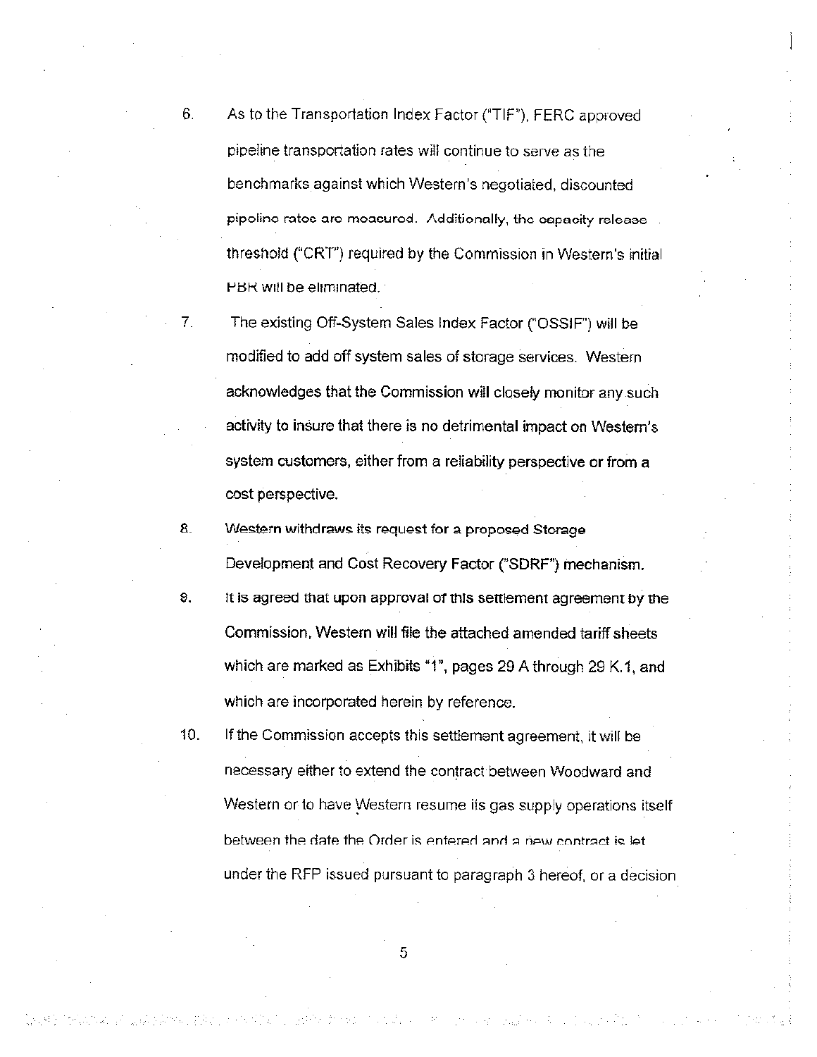6. As to the Transportation Index Factor ("TIF"), FERC approved pipeline transportation rates will continue to serve as the benchmarks against which Western's negotiated, discounted pipeline rates are measured. Additionally, the capacity release threshold ("CRT") required by the Commission in Western's initial PBR will be eliminated.

7. The existing Off-System Sales Index Factor ("OSSIF") will be modified to add off system sales of storage services. Western acknowledges that the Commission will closely monitor any such activity to insure that there is no detrimental impact on Western's system customers, either from a reliability perspective or from a cost perspective.

8. Western withdraws its request for a proposed Storage Development and Cost Recovery Factor ("SDRF") mechanism.

9. It is agreed that upon approval of this settlement agreement by the Commission, Western will file the attached amended tariff sheets which are marked as Exhibits "1", pages 29 A through 29 K.1, and which are incorporated herein by reference.

10. If the Commission accepts this settlement agreement, it will be necessary either to extend the contract between Woodward and Western or to have Western resume its gas supply operations itself between the date the Order is entered and a new contract is let under the RFP issued pursuant to paragraph 3 hereof, or a decision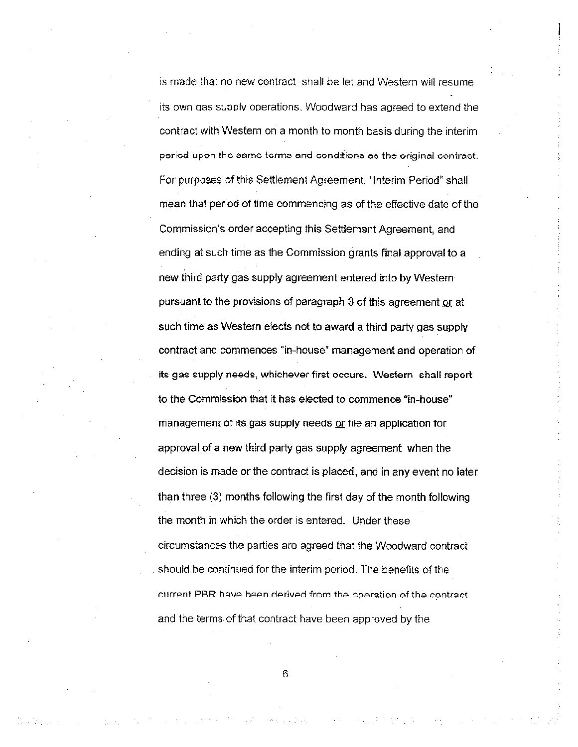is made that no new contract shall be let and Western will resume its own gas supply operations. Woodward has agreed to extend the contract with Western on a month to month basis during the interim period upon the same terms and conditions as the original contract. For purposes of this Settlement Agreement, "Interim Period" shall mean that period of time commencing as of the effective date of the Commission's order accepting this Settlement Agreement, and ending at such time as the Commission grants final approval to a new third party gas supply agreement entered into by Western pursuant to the provisions of paragraph 3 of this agreement <u>or</u> at such time as Western elects not to award a third party gas supply contract and commences "in-house" management and operation of its gas supply needs, whichever first occurs. Western shall report to the Commission that it has elected to commence "in-house" management of its gas supply needs <u>or</u> file an application for approval of a new third party gas supply agreement when the decision is made or the contract is placed, and in any event no later than three (3) months following the first day of the month following the month in which the order is entered. Under these circumstances the parties are agreed that the Woodward contract should be continued for the interim period. The benefits of the current PBR have been derived from the operation of the contract and the terms of that contract have been approved by the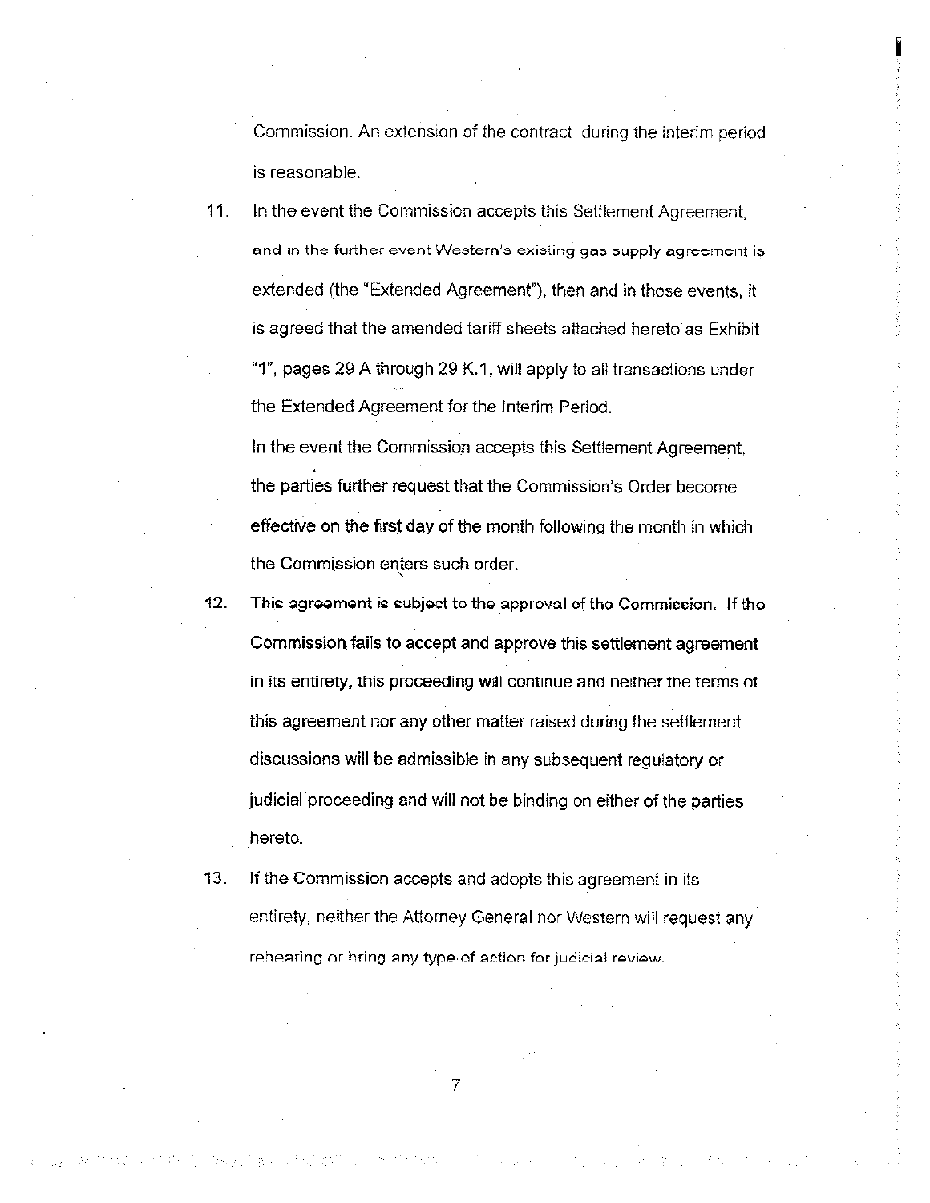Commission. An extension of the contract during the interim period is reasonable.

11. In the event the Commission accepts this Settlement Agreement, and in the further event Western's existing gas supply agreement is extended (the "Extended Agreement"), then and in those events, it is agreed that the amended tariff sheets attached hereto as Exhibit "1", pages 29 A through 29 K.1, will apply to all transactions under the Extended Agreement for the Interim Period.

    In the event the Commission accepts this Settlement Agreement, the parties further request that the Commission's Order become effective on the first day of the month following the month in which the Commission enters such order.

12. This agreement is subject to the approval of the Commission. If the Commission fails to accept and approve this settlement agreement in its entirety, this proceeding will continue and neither the terms of this agreement nor any other matter raised during the settlement discussions will be admissible in any subsequent regulatory or judicial proceeding and will not be binding on either of the parties hereto.

13. If the Commission accepts and adopts this agreement in its entirety, neither the Attorney General nor Western will request any rehearing or bring any type of action for judicial review.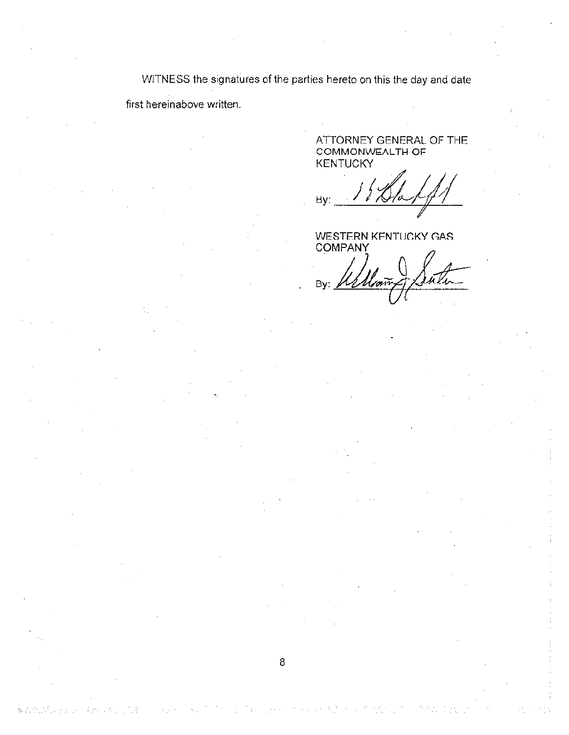WITNESS the signatures of the parties hereto on this the day and date first hereinabove written.

ATTORNEY GENERAL OF THE COMMONWEALTH OF KENTUCKY

By: ______________________

WESTERN KENTUCKY GAS COMPANY

By: ______________________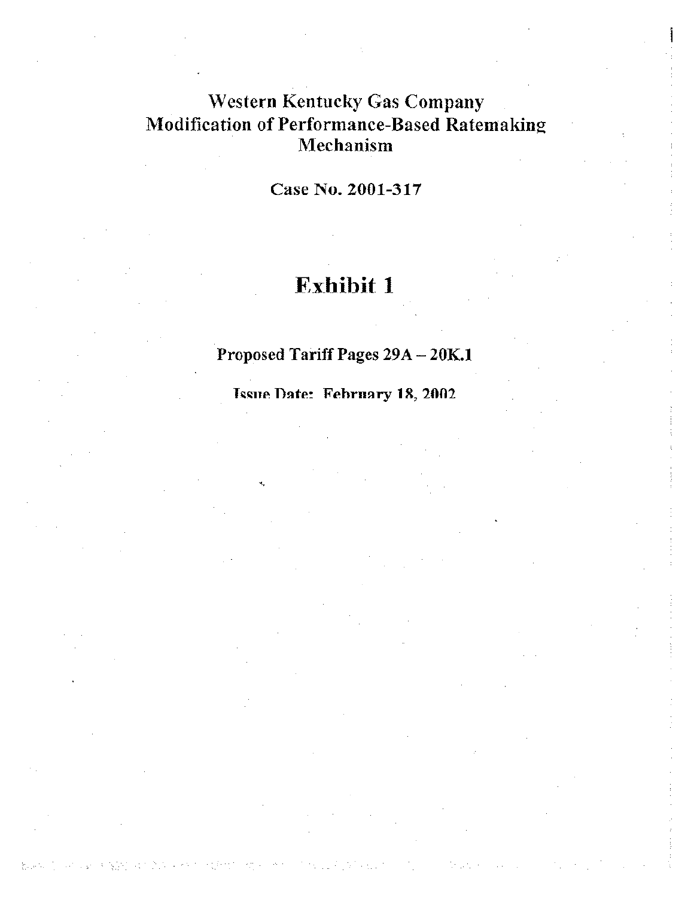# Western Kentucky Gas Company
# Modification of Performance-Based Ratemaking Mechanism

## Case No. 2001-317

# Exhibit 1

### Proposed Tariff Pages 29A – 20K.1

### Issue Date: February 18, 2002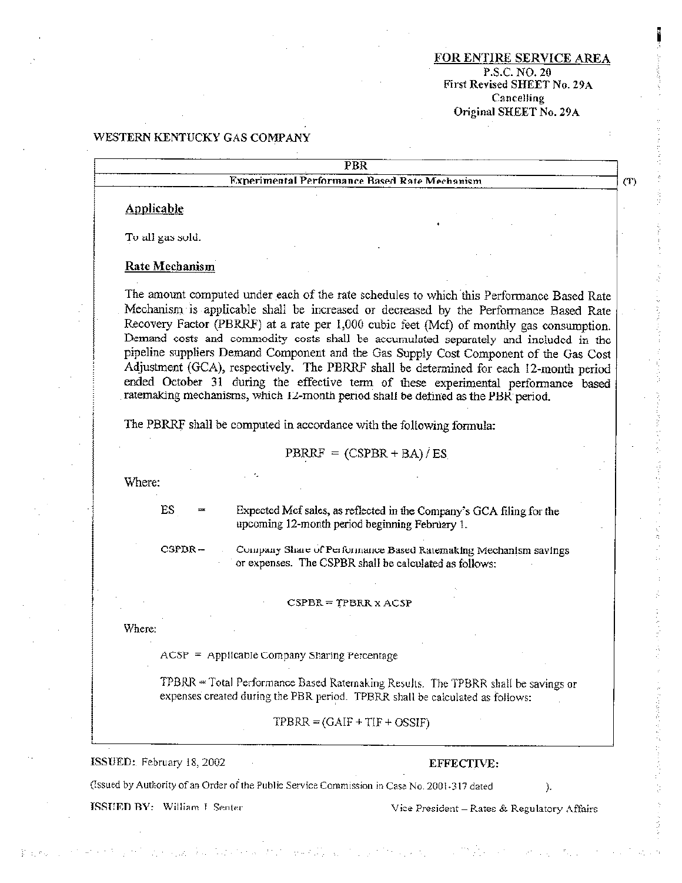**FOR ENTIRE SERVICE AREA**
P.S.C. NO. 20
First Revised SHEET No. 29A
Cancelling
Original SHEET No. 29A

WESTERN KENTUCKY GAS COMPANY

## PBR

### Experimental Performance Based Rate Mechanism (T)

**Applicable**

To all gas sold.

**Rate Mechanism**

The amount computed under each of the rate schedules to which this Performance Based Rate Mechanism is applicable shall be increased or decreased by the Performance Based Rate Recovery Factor (PBRRF) at a rate per 1,000 cubic feet (Mcf) of monthly gas consumption. Demand costs and commodity costs shall be accumulated separately and included in the pipeline suppliers Demand Component and the Gas Supply Cost Component of the Gas Cost Adjustment (GCA), respectively. The PBRRF shall be determined for each 12-month period ended October 31 during the effective term of these experimental performance based ratemaking mechanisms, which 12-month period shall be defined as the PBR period.

The PBRRF shall be computed in accordance with the following formula:

$$PBRRF = (CSPBR + BA) / ES$$

Where:

ES = Expected Mcf sales, as reflected in the Company's GCA filing for the upcoming 12-month period beginning February 1.

CSPBR – Company Share of Performance Based Ratemaking Mechanism savings or expenses. The CSPBR shall be calculated as follows:

$$CSPBR = TPBRR \times ACSP$$

Where:

ACSP = Applicable Company Sharing Percentage

TPBRR = Total Performance Based Ratemaking Results. The TPBRR shall be savings or expenses created during the PBR period. TPBRR shall be calculated as follows:

$$TPBRR = (GAIF + TIF + OSSIF)$$

ISSUED: February 18, 2002

EFFECTIVE:

(Issued by Authority of an Order of the Public Service Commission in Case No. 2001-317 dated ).

ISSUED BY: William J. Senter

Vice President – Rates & Regulatory Affairs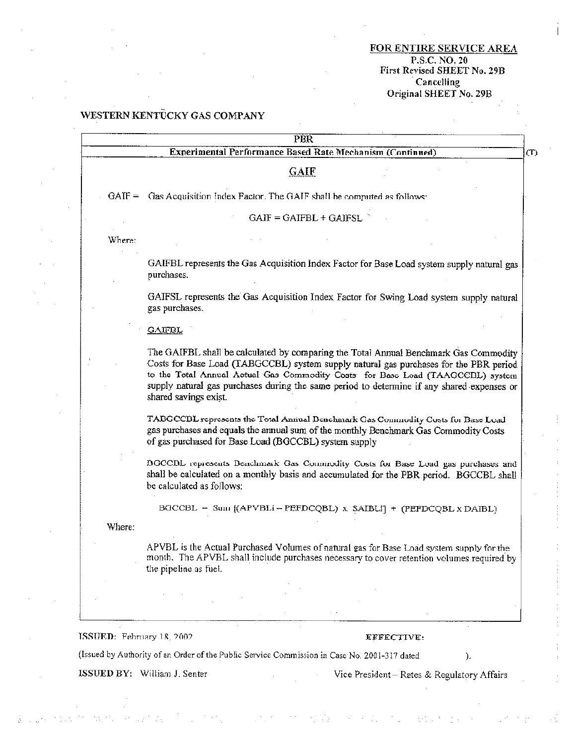**FOR ENTIRE SERVICE AREA**
P.S.C. NO. 20
First Revised SHEET No. 29B
Cancelling
Original SHEET No. 29B

**WESTERN KENTUCKY GAS COMPANY**

PBR

**Experimental Performance Based Rate Mechanism (Continued)** (T)

## GAIF

GAIF = Gas Acquisition Index Factor. The GAIF shall be computed as follows:

$$GAIF = GAIFBL + GAIFSL$$

Where:

GAIFBL represents the Gas Acquisition Index Factor for Base Load system supply natural gas purchases.

GAIFSL represents the Gas Acquisition Index Factor for Swing Load system supply natural gas purchases.

GAIFBL

The GAIFBL shall be calculated by comparing the Total Annual Benchmark Gas Commodity Costs for Base Load (TABGCCBL) system supply natural gas purchases for the PBR period to the Total Annual Actual Gas Commodity Costs for Base Load (TAAGCCBL) system supply natural gas purchases during the same period to determine if any shared expenses or shared savings exist.

TABGCCBL represents the Total Annual Benchmark Gas Commodity Costs for Base Load gas purchases and equals the annual sum of the monthly Benchmark Gas Commodity Costs of gas purchased for Base Load (BGCCBL) system supply

BGCCBL represents Benchmark Gas Commodity Costs for Base Load gas purchases and shall be calculated on a monthly basis and accumulated for the PBR period. BGCCBL shall be calculated as follows:

$$BGCCBL = Sum\ [(APVBLi - PEFDCQBL) \times SAIBLi] + (PEFDCQBL \times DAIBL)$$

Where:

APVBL is the Actual Purchased Volumes of natural gas for Base Load system supply for the month. The APVBL shall include purchases necessary to cover retention volumes required by the pipeline as fuel.

**ISSUED:** February 18, 2002 **EFFECTIVE:**

(Issued by Authority of an Order of the Public Service Commission in Case No. 2001-317 dated ).

**ISSUED BY:** William J. Senter Vice President – Rates & Regulatory Affairs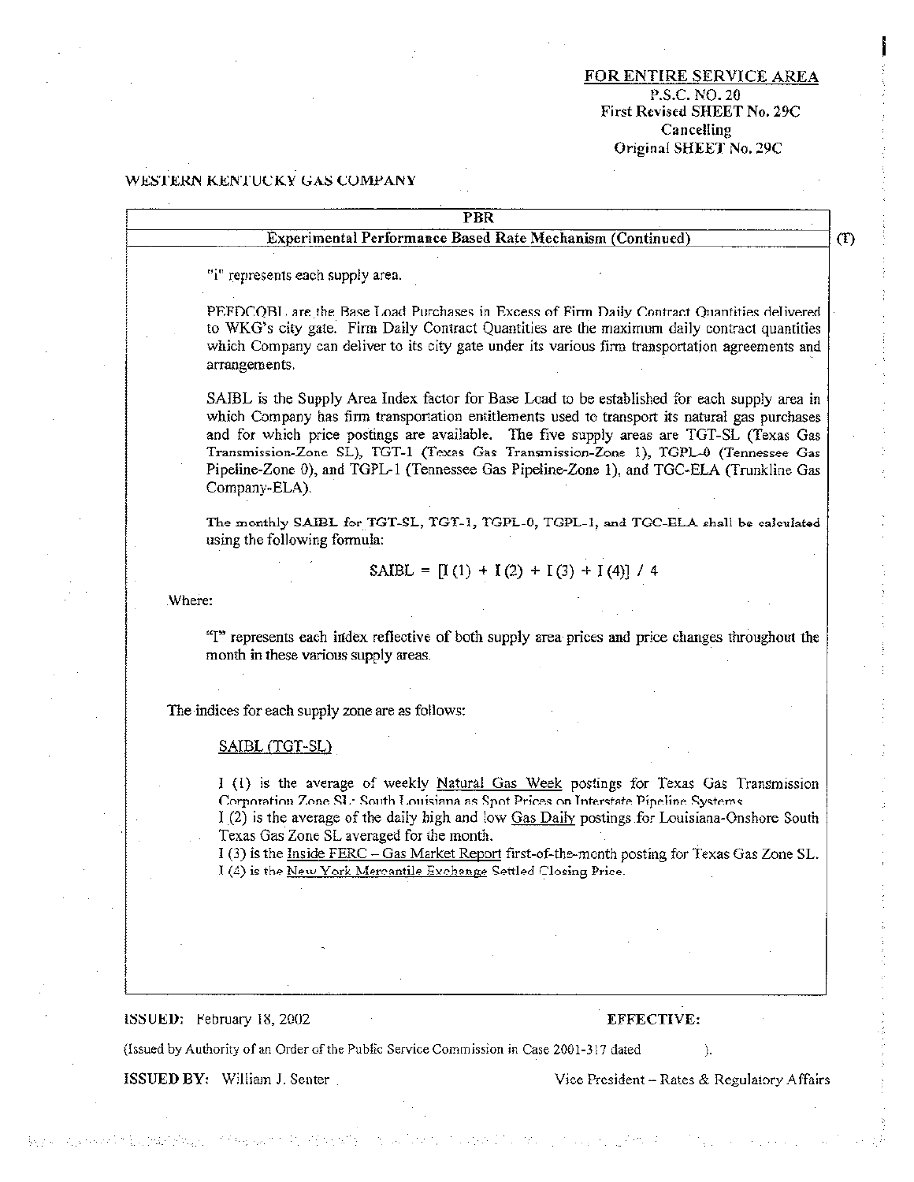FOR ENTIRE SERVICE AREA
P.S.C. NO. 20
First Revised SHEET No. 29C
Cancelling
Original SHEET No. 29C

WESTERN KENTUCKY GAS COMPANY

**PBR**

**Experimental Performance Based Rate Mechanism (Continued)** (T)

"i" represents each supply area.

PEFDCQBL are the Base Load Purchases in Excess of Firm Daily Contract Quantities delivered to WKG's city gate. Firm Daily Contract Quantities are the maximum daily contract quantities which Company can deliver to its city gate under its various firm transportation agreements and arrangements.

SAIBL is the Supply Area Index factor for Base Load to be established for each supply area in which Company has firm transportation entitlements used to transport its natural gas purchases and for which price postings are available. The five supply areas are TGT-SL (Texas Gas Transmission-Zone SL), TGT-1 (Texas Gas Transmission-Zone 1), TGPL-0 (Tennessee Gas Pipeline-Zone 0), and TGPL-1 (Tennessee Gas Pipeline-Zone 1), and TGC-ELA (Trunkline Gas Company-ELA).

The monthly SAIBL for TGT-SL, TGT-1, TGPL-0, TGPL-1, and TGC-ELA shall be calculated using the following formula:

$$SAIBL = [I(1) + I(2) + I(3) + I(4)] / 4$$

Where:

"I" represents each index reflective of both supply area prices and price changes throughout the month in these various supply areas.

The indices for each supply zone are as follows:

SAIBL (TGT-SL)

I (1) is the average of weekly Natural Gas Week postings for Texas Gas Transmission Corporation Zone SL: South Louisiana as Spot Prices on Interstate Pipeline Systems.
I (2) is the average of the daily high and low Gas Daily postings for Louisiana-Onshore South Texas Gas Zone SL averaged for the month.
I (3) is the Inside FERC – Gas Market Report first-of-the-month posting for Texas Gas Zone SL.
I (4) is the New York Mercantile Exchange Settled Closing Price.

**ISSUED:** February 18, 2002 **EFFECTIVE:**

(Issued by Authority of an Order of the Public Service Commission in Case 2001-317 dated ).

**ISSUED BY:** William J. Senter Vice President – Rates & Regulatory Affairs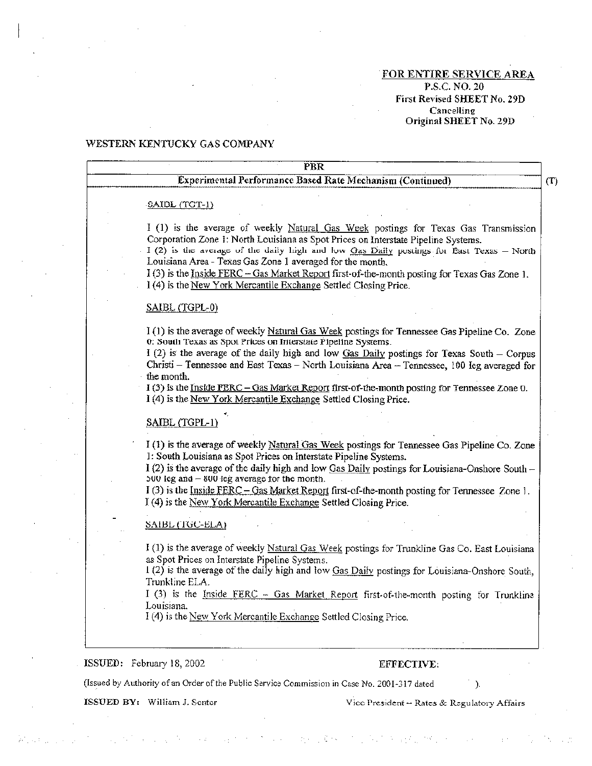FOR ENTIRE SERVICE AREA
P.S.C. NO. 20
First Revised SHEET No. 29D
Cancelling
Original SHEET No. 29D

WESTERN KENTUCKY GAS COMPANY

**PBR**

**Experimental Performance Based Rate Mechanism (Continued)** (T)

SAIBL (TGT-1)

I (1) is the average of weekly Natural Gas Week postings for Texas Gas Transmission Corporation Zone 1: North Louisiana as Spot Prices on Interstate Pipeline Systems.
I (2) is the average of the daily high and low Gas Daily postings for East Texas – North Louisiana Area - Texas Gas Zone 1 averaged for the month.
I (3) is the Inside FERC – Gas Market Report first-of-the-month posting for Texas Gas Zone 1.
I (4) is the New York Mercantile Exchange Settled Closing Price.

SAIBL (TGPL-0)

I (1) is the average of weekly Natural Gas Week postings for Tennessee Gas Pipeline Co. Zone 0: South Texas as Spot Prices on Interstate Pipeline Systems.
I (2) is the average of the daily high and low Gas Daily postings for Texas South – Corpus Christi – Tennessee and East Texas – North Louisiana Area – Tennessee, 100 leg averaged for the month.
I (3) is the Inside FERC – Gas Market Report first-of-the-month posting for Tennessee Zone 0.
I (4) is the New York Mercantile Exchange Settled Closing Price.

SAIBL (TGPL-1)

I (1) is the average of weekly Natural Gas Week postings for Tennessee Gas Pipeline Co. Zone 1: South Louisiana as Spot Prices on Interstate Pipeline Systems.
I (2) is the average of the daily high and low Gas Daily postings for Louisiana-Onshore South – 500 leg and – 800 leg average for the month.
I (3) is the Inside FERC – Gas Market Report first-of-the-month posting for Tennessee Zone 1.
I (4) is the New York Mercantile Exchange Settled Closing Price.

SAIBL (TGC-ELA)

I (1) is the average of weekly Natural Gas Week postings for Trunkline Gas Co. East Louisiana as Spot Prices on Interstate Pipeline Systems.
I (2) is the average of the daily high and low Gas Daily postings for Louisiana-Onshore South, Trunkline ELA.
I (3) is the Inside FERC – Gas Market Report first-of-the-month posting for Trunkline Louisiana.
I (4) is the New York Mercantile Exchange Settled Closing Price.

ISSUED: February 18, 2002 EFFECTIVE:

(Issued by Authority of an Order of the Public Service Commission in Case No. 2001-317 dated ).

ISSUED BY: William J. Senter Vice President – Rates & Regulatory Affairs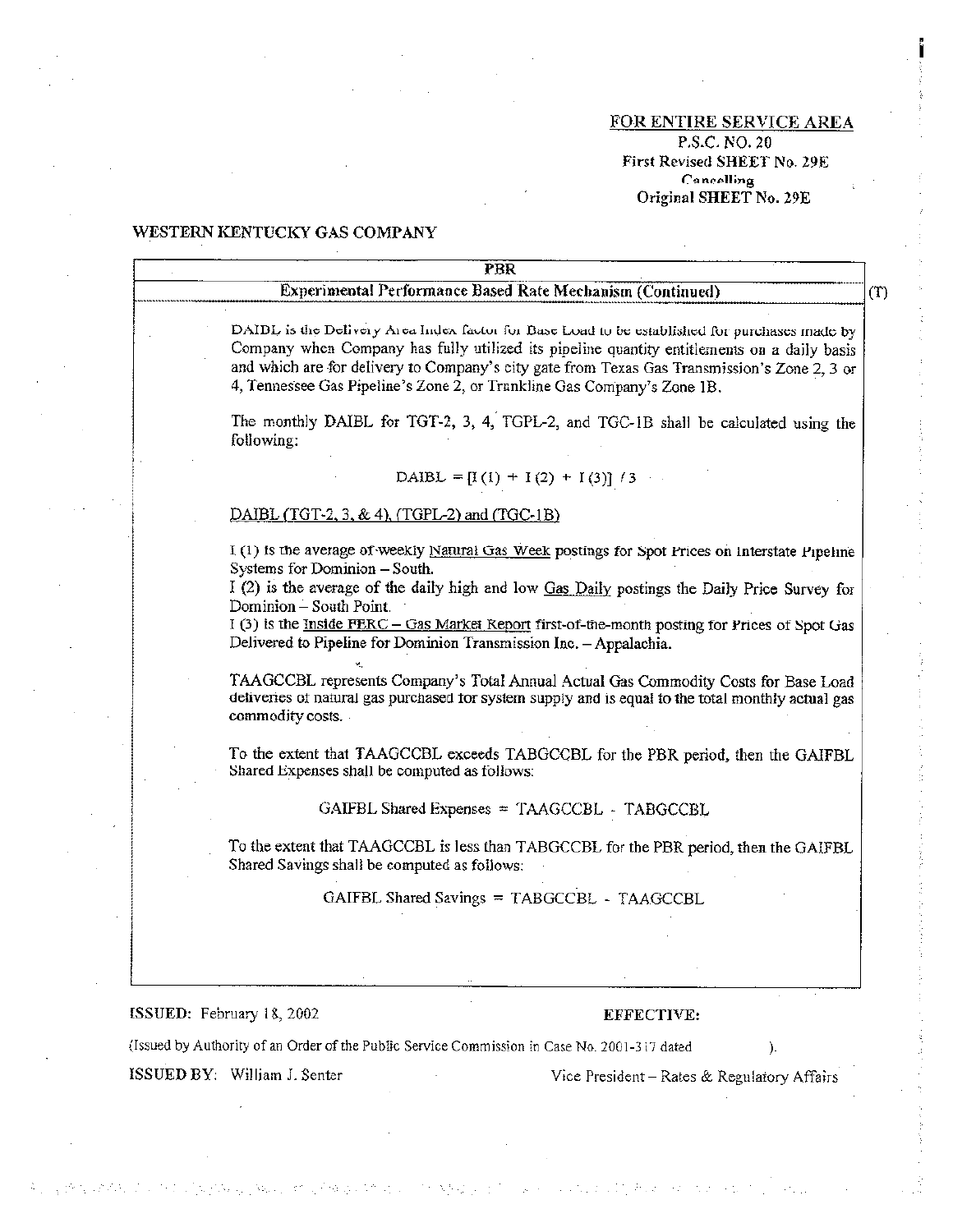FOR ENTIRE SERVICE AREA
P.S.C. NO. 20
First Revised SHEET No. 29E
Cancelling
Original SHEET No. 29E

WESTERN KENTUCKY GAS COMPANY

**PBR**

**Experimental Performance Based Rate Mechanism (Continued)** (T)

DAIBL is the Delivery Area Index factor for Base Load to be established for purchases made by Company when Company has fully utilized its pipeline quantity entitlements on a daily basis and which are for delivery to Company's city gate from Texas Gas Transmission's Zone 2, 3 or 4, Tennessee Gas Pipeline's Zone 2, or Trunkline Gas Company's Zone 1B.

The monthly DAIBL for TGT-2, 3, 4, TGPL-2, and TGC-1B shall be calculated using the following:

$$DAIBL = [I(1) + I(2) + I(3)] / 3$$

DAIBL (TGT-2, 3, & 4), (TGPL-2) and (TGC-1B)

I (1) is the average of weekly Natural Gas Week postings for Spot Prices on Interstate Pipeline Systems for Dominion – South.
I (2) is the average of the daily high and low Gas Daily postings the Daily Price Survey for Dominion – South Point.
I (3) is the Inside FERC – Gas Market Report first-of-the-month posting for Prices of Spot Gas Delivered to Pipeline for Dominion Transmission Inc. – Appalachia.

TAAGCCBL represents Company's Total Annual Actual Gas Commodity Costs for Base Load deliveries of natural gas purchased for system supply and is equal to the total monthly actual gas commodity costs.

To the extent that TAAGCCBL exceeds TABGCCBL for the PBR period, then the GAIFBL Shared Expenses shall be computed as follows:

$$\text{GAIFBL Shared Expenses} = TAAGCCBL - TABGCCBL$$

To the extent that TAAGCCBL is less than TABGCCBL for the PBR period, then the GAIFBL Shared Savings shall be computed as follows:

$$\text{GAIFBL Shared Savings} = TABGCCBL - TAAGCCBL$$

**ISSUED:** February 18, 2002 **EFFECTIVE:**

(Issued by Authority of an Order of the Public Service Commission in Case No. 2001-317 dated )

**ISSUED BY:** William J. Senter Vice President – Rates & Regulatory Affairs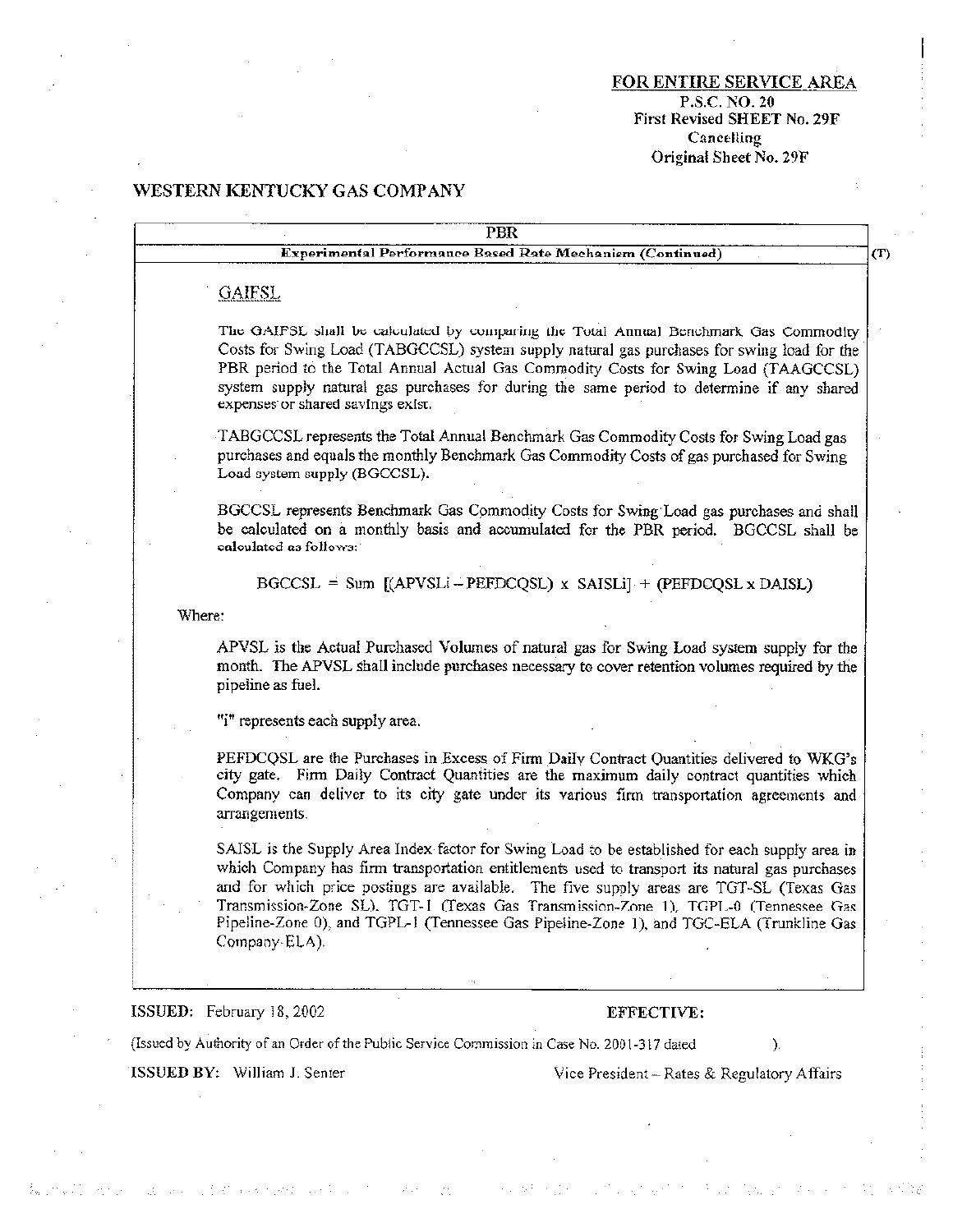FOR ENTIRE SERVICE AREA
P.S.C. NO. 20
First Revised SHEET No. 29F
Cancelling
Original Sheet No. 29F

WESTERN KENTUCKY GAS COMPANY

PBR

**Experimental Performance Based Rate Mechanism (Continued)** (T)

GAIFSL

The GAIFSL shall be calculated by comparing the Total Annual Benchmark Gas Commodity Costs for Swing Load (TABGCCSL) system supply natural gas purchases for swing load for the PBR period to the Total Annual Actual Gas Commodity Costs for Swing Load (TAAGCCSL) system supply natural gas purchases for during the same period to determine if any shared expenses or shared savings exist.

TABGCCSL represents the Total Annual Benchmark Gas Commodity Costs for Swing Load gas purchases and equals the monthly Benchmark Gas Commodity Costs of gas purchased for Swing Load system supply (BGCCSL).

BGCCSL represents Benchmark Gas Commodity Costs for Swing Load gas purchases and shall be calculated on a monthly basis and accumulated for the PBR period. BGCCSL shall be calculated as follows:

$$BGCCSL = Sum\ [(APVSLi - PEFDCQSL) \times SAISLi] + (PEFDCQSL \times DAISL)$$

Where:

APVSL is the Actual Purchased Volumes of natural gas for Swing Load system supply for the month. The APVSL shall include purchases necessary to cover retention volumes required by the pipeline as fuel.

"i" represents each supply area.

PEFDCQSL are the Purchases in Excess of Firm Daily Contract Quantities delivered to WKG's city gate. Firm Daily Contract Quantities are the maximum daily contract quantities which Company can deliver to its city gate under its various firm transportation agreements and arrangements.

SAISL is the Supply Area Index factor for Swing Load to be established for each supply area in which Company has firm transportation entitlements used to transport its natural gas purchases and for which price postings are available. The five supply areas are TGT-SL (Texas Gas Transmission-Zone SL), TGT-1 (Texas Gas Transmission-Zone 1), TGPL-0 (Tennessee Gas Pipeline-Zone 0), and TGPL-1 (Tennessee Gas Pipeline-Zone 1), and TGC-ELA (Trunkline Gas Company-ELA).

**ISSUED:** February 18, 2002 **EFFECTIVE:**

(Issued by Authority of an Order of the Public Service Commission in Case No. 2001-317 dated ).

**ISSUED BY:** William J. Senter Vice President – Rates & Regulatory Affairs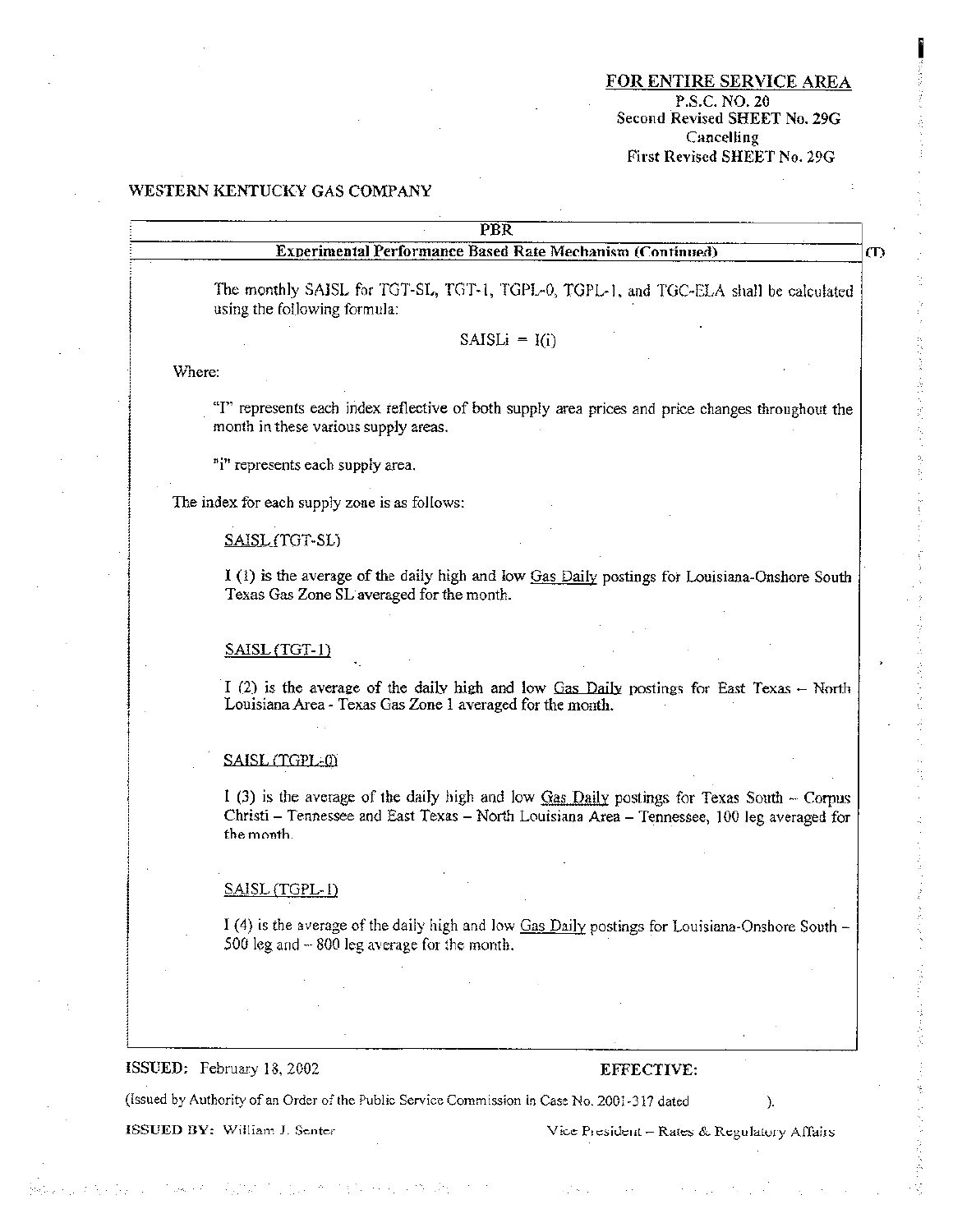**FOR ENTIRE SERVICE AREA**
P.S.C. NO. 20
Second Revised SHEET No. 29G
Cancelling
First Revised SHEET No. 29G

WESTERN KENTUCKY GAS COMPANY

**PBR**

**Experimental Performance Based Rate Mechanism (Continued)** (T)

The monthly SAISL for TGT-SL, TGT-1, TGPL-0, TGPL-1, and TGC-ELA shall be calculated using the following formula:

$$SAISLi = I(i)$$

Where:

"I" represents each index reflective of both supply area prices and price changes throughout the month in these various supply areas.

"i" represents each supply area.

The index for each supply zone is as follows:

SAISL (TGT-SL)

I (1) is the average of the daily high and low Gas Daily postings for Louisiana-Onshore South Texas Gas Zone SL averaged for the month.

SAISL (TGT-1)

I (2) is the average of the daily high and low Gas Daily postings for East Texas – North Louisiana Area - Texas Gas Zone 1 averaged for the month.

SAISL (TGPL-0)

I (3) is the average of the daily high and low Gas Daily postings for Texas South – Corpus Christi – Tennessee and East Texas – North Louisiana Area – Tennessee, 100 leg averaged for the month.

SAISL (TGPL-1)

I (4) is the average of the daily high and low Gas Daily postings for Louisiana-Onshore South – 500 leg and – 800 leg average for the month.

**ISSUED:** February 18, 2002 **EFFECTIVE:**

(Issued by Authority of an Order of the Public Service Commission in Case No. 2001-317 dated ).

**ISSUED BY:** William J. Senter Vice President – Rates & Regulatory Affairs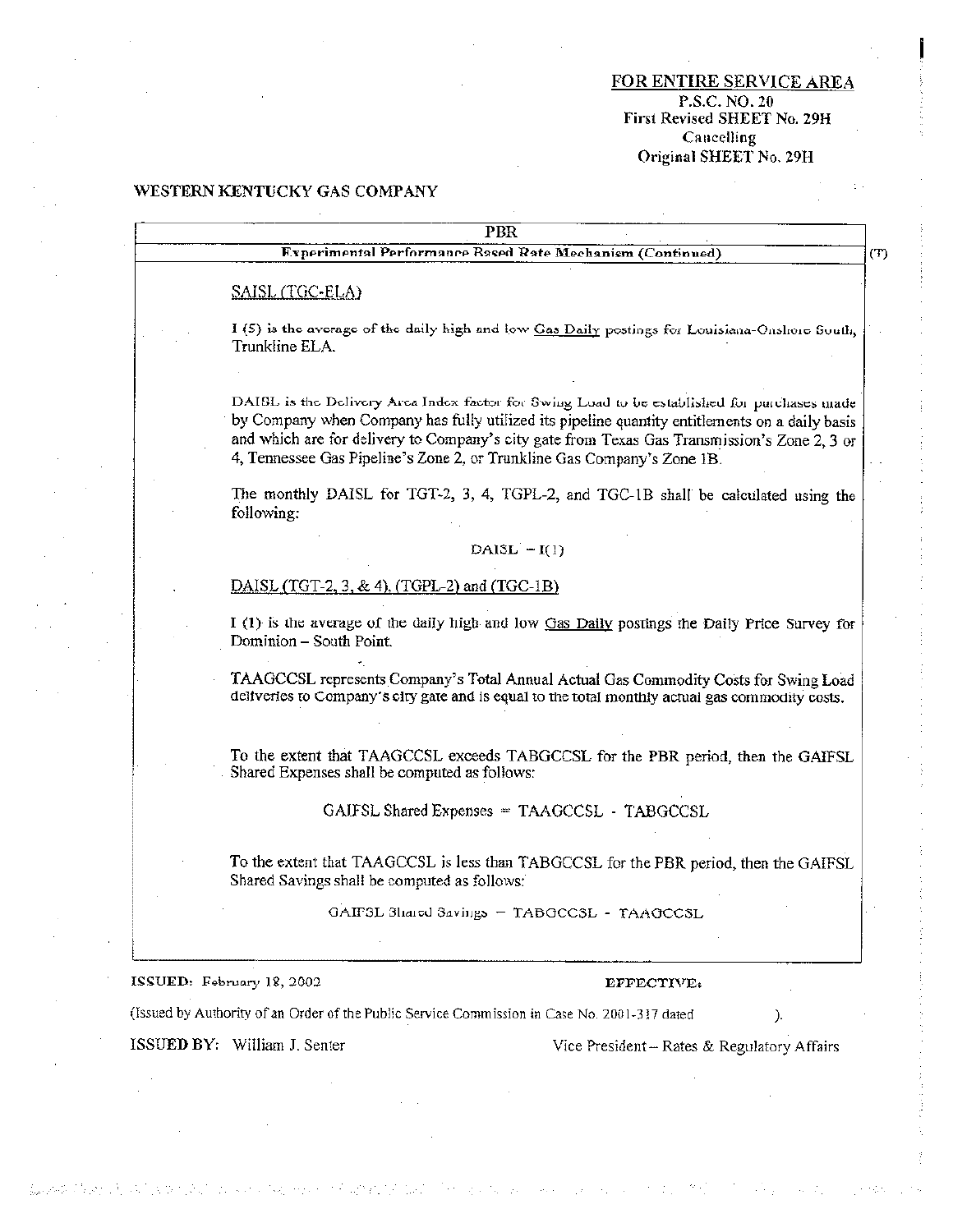FOR ENTIRE SERVICE AREA
P.S.C. NO. 20
First Revised SHEET No. 29H
Cancelling
Original SHEET No. 29H

WESTERN KENTUCKY GAS COMPANY

PBR

**Experimental Performance Based Rate Mechanism (Continued)** (T)

SAISL (TGC-ELA)

I (5) is the average of the daily high and low Gas Daily postings for Louisiana-Onshore South, Trunkline ELA.

DAISL is the Delivery Area Index factor for Swing Load to be established for purchases made by Company when Company has fully utilized its pipeline quantity entitlements on a daily basis and which are for delivery to Company's city gate from Texas Gas Transmission's Zone 2, 3 or 4, Tennessee Gas Pipeline's Zone 2, or Trunkline Gas Company's Zone 1B.

The monthly DAISL for TGT-2, 3, 4, TGPL-2, and TGC-1B shall be calculated using the following:

$$DAISL = I(1)$$

DAISL (TGT-2, 3, & 4), (TGPL-2) and (TGC-1B)

I (1) is the average of the daily high and low Gas Daily postings the Daily Price Survey for Dominion – South Point.

TAAGCCSL represents Company's Total Annual Actual Gas Commodity Costs for Swing Load deliveries to Company's city gate and is equal to the total monthly actual gas commodity costs.

To the extent that TAAGCCSL exceeds TABGCCSL for the PBR period, then the GAIFSL Shared Expenses shall be computed as follows:

$$\text{GAIFSL Shared Expenses} = TAAGCCSL - TABGCCSL$$

To the extent that TAAGCCSL is less than TABGCCSL for the PBR period, then the GAIFSL Shared Savings shall be computed as follows:

$$\text{GAIFSL Shared Savings} = TABGCCSL - TAAGCCSL$$

ISSUED: February 18, 2002 EFFECTIVE:

(Issued by Authority of an Order of the Public Service Commission in Case No. 2001-317 dated ).

ISSUED BY: William J. Senter Vice President – Rates & Regulatory Affairs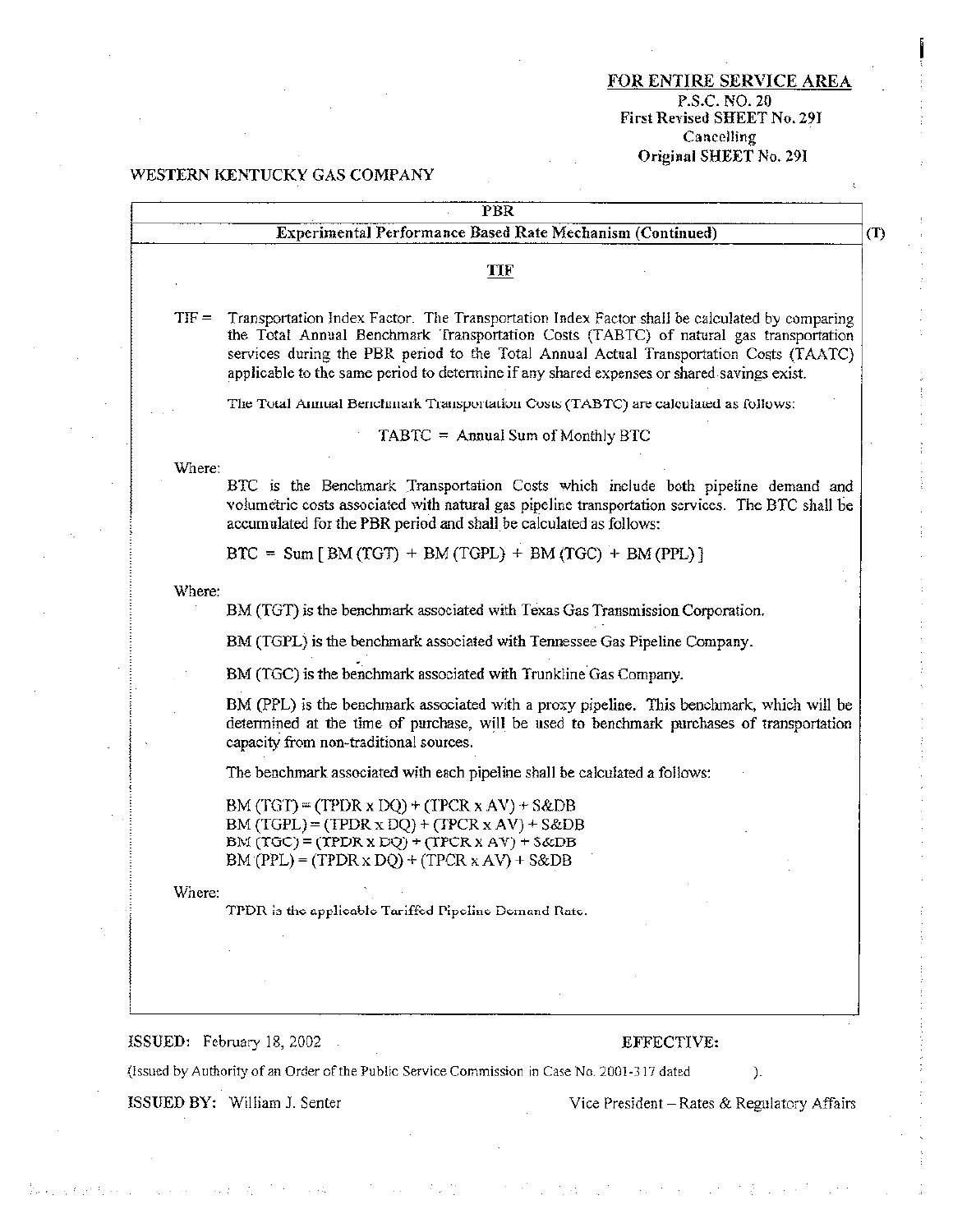FOR ENTIRE SERVICE AREA
P.S.C. NO. 20
First Revised SHEET No. 29I
Cancelling
Original SHEET No. 29I

WESTERN KENTUCKY GAS COMPANY

**PBR**

**Experimental Performance Based Rate Mechanism (Continued)** (T)

## TIF

TIF = Transportation Index Factor. The Transportation Index Factor shall be calculated by comparing the Total Annual Benchmark Transportation Costs (TABTC) of natural gas transportation services during the PBR period to the Total Annual Actual Transportation Costs (TAATC) applicable to the same period to determine if any shared expenses or shared savings exist.

The Total Annual Benchmark Transportation Costs (TABTC) are calculated as follows:

$$TABTC = \text{Annual Sum of Monthly BTC}$$

Where:

BTC is the Benchmark Transportation Costs which include both pipeline demand and volumetric costs associated with natural gas pipeline transportation services. The BTC shall be accumulated for the PBR period and shall be calculated as follows:

$$BTC = \text{Sum}\,[\,BM\,(TGT) + BM\,(TGPL) + BM\,(TGC) + BM\,(PPL)\,]$$

Where:

BM (TGT) is the benchmark associated with Texas Gas Transmission Corporation.

BM (TGPL) is the benchmark associated with Tennessee Gas Pipeline Company.

BM (TGC) is the benchmark associated with Trunkline Gas Company.

BM (PPL) is the benchmark associated with a proxy pipeline. This benchmark, which will be determined at the time of purchase, will be used to benchmark purchases of transportation capacity from non-traditional sources.

The benchmark associated with each pipeline shall be calculated a follows:

$$BM\,(TGT) = (TPDR \times DQ) + (TPCR \times AV) + S\&DB$$
$$BM\,(TGPL) = (TPDR \times DQ) + (TPCR \times AV) + S\&DB$$
$$BM\,(TGC) = (TPDR \times DQ) + (TPCR \times AV) + S\&DB$$
$$BM\,(PPL) = (TPDR \times DQ) + (TPCR \times AV) + S\&DB$$

Where:

TPDR is the applicable Tariffed Pipeline Demand Rate.

**ISSUED:** February 18, 2002 **EFFECTIVE:**

(Issued by Authority of an Order of the Public Service Commission in Case No. 2001-317 dated ).

**ISSUED BY:** William J. Senter Vice President – Rates & Regulatory Affairs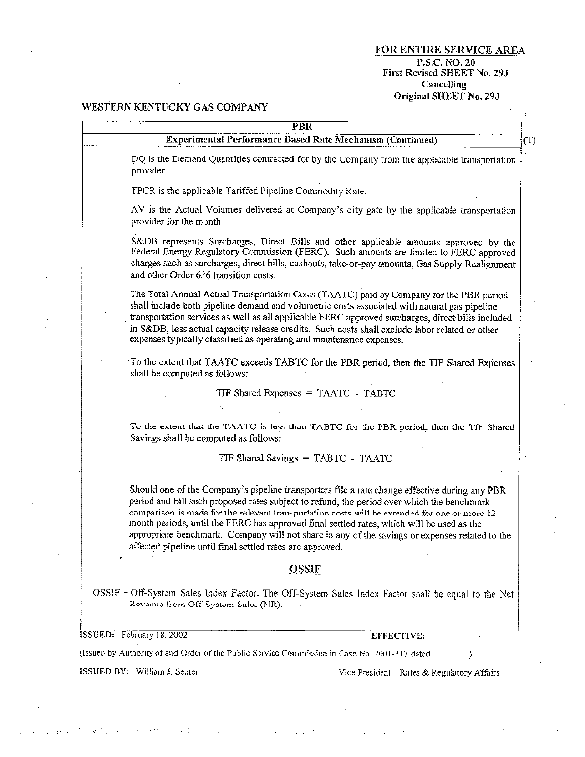FOR ENTIRE SERVICE AREA
P.S.C. NO. 20
First Revised SHEET No. 29J
Cancelling
Original SHEET No. 29J

WESTERN KENTUCKY GAS COMPANY

## PBR

### Experimental Performance Based Rate Mechanism (Continued) (T)

DQ is the Demand Quantities contracted for by the Company from the applicable transportation provider.

TPCR is the applicable Tariffed Pipeline Commodity Rate.

AV is the Actual Volumes delivered at Company's city gate by the applicable transportation provider for the month.

S&DB represents Surcharges, Direct Bills and other applicable amounts approved by the Federal Energy Regulatory Commission (FERC). Such amounts are limited to FERC approved charges such as surcharges, direct bills, cashouts, take-or-pay amounts, Gas Supply Realignment and other Order 636 transition costs.

The Total Annual Actual Transportation Costs (TAATC) paid by Company for the PBR period shall include both pipeline demand and volumetric costs associated with natural gas pipeline transportation services as well as all applicable FERC approved surcharges, direct bills included in S&DB, less actual capacity release credits. Such costs shall exclude labor related or other expenses typically classified as operating and maintenance expenses.

To the extent that TAATC exceeds TABTC for the PBR period, then the TIF Shared Expenses shall be computed as follows:

$$\text{TIF Shared Expenses} = \text{TAATC} - \text{TABTC}$$

To the extent that the TAATC is less than TABTC for the PBR period, then the TIF Shared Savings shall be computed as follows:

$$\text{TIF Shared Savings} = \text{TABTC} - \text{TAATC}$$

Should one of the Company's pipeline transporters file a rate change effective during any PBR period and bill such proposed rates subject to refund, the period over which the benchmark comparison is made for the relevant transportation costs will be extended for one or more 12 month periods, until the FERC has approved final settled rates, which will be used as the appropriate benchmark. Company will not share in any of the savings or expenses related to the affected pipeline until final settled rates are approved.

## OSSIF

OSSIF = Off-System Sales Index Factor. The Off-System Sales Index Factor shall be equal to the Net Revenue from Off System Sales (NR).

ISSUED: February 18, 2002 EFFECTIVE:

(Issued by Authority of and Order of the Public Service Commission in Case No. 2001-317 dated ).

ISSUED BY: William J. Senter Vice President – Rates & Regulatory Affairs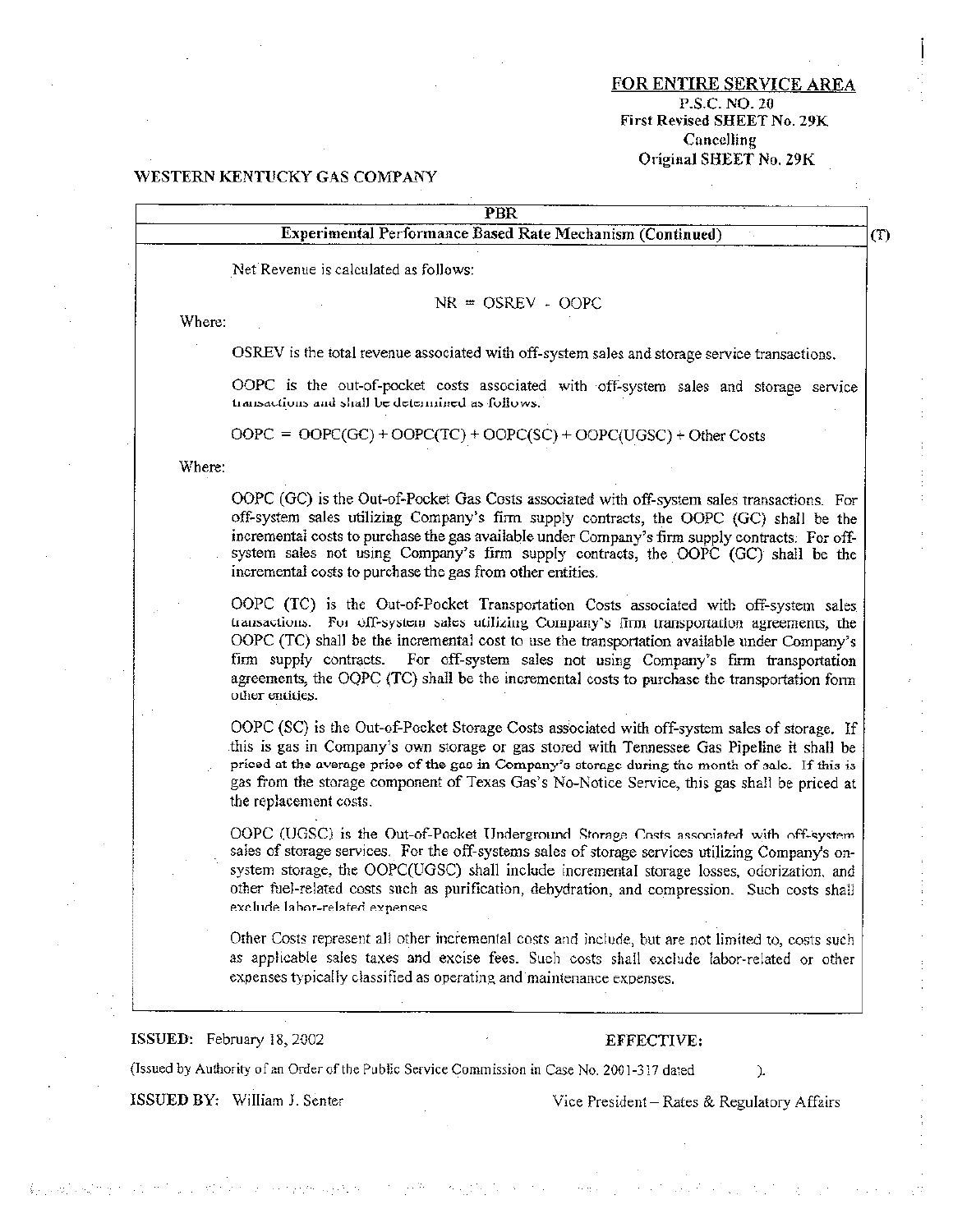FOR ENTIRE SERVICE AREA
P.S.C. NO. 20
First Revised SHEET No. 29K
Cancelling
Original SHEET No. 29K

WESTERN KENTUCKY GAS COMPANY

## PBR

### Experimental Performance Based Rate Mechanism (Continued) (T)

Net Revenue is calculated as follows:

$$NR = OSREV - OOPC$$

Where:

OSREV is the total revenue associated with off-system sales and storage service transactions.

OOPC is the out-of-pocket costs associated with off-system sales and storage service transactions and shall be determined as follows:

$$OOPC = OOPC(GC) + OOPC(TC) + OOPC(SC) + OOPC(UGSC) + \text{Other Costs}$$

Where:

OOPC (GC) is the Out-of-Pocket Gas Costs associated with off-system sales transactions. For off-system sales utilizing Company's firm supply contracts, the OOPC (GC) shall be the incremental costs to purchase the gas available under Company's firm supply contracts. For off-system sales not using Company's firm supply contracts, the OOPC (GC) shall be the incremental costs to purchase the gas from other entities.

OOPC (TC) is the Out-of-Pocket Transportation Costs associated with off-system sales transactions. For off-system sales utilizing Company's firm transportation agreements, the OOPC (TC) shall be the incremental cost to use the transportation available under Company's firm supply contracts. For off-system sales not using Company's firm transportation agreements, the OQPC (TC) shall be the incremental costs to purchase the transportation form other entities.

OOPC (SC) is the Out-of-Pocket Storage Costs associated with off-system sales of storage. If this is gas in Company's own storage or gas stored with Tennessee Gas Pipeline it shall be priced at the average price of the gas in Company's storage during the month of sale. If this is gas from the storage component of Texas Gas's No-Notice Service, this gas shall be priced at the replacement costs.

OOPC (UGSC) is the Out-of-Pocket Underground Storage Costs associated with off-system sales of storage services. For the off-systems sales of storage services utilizing Company's on-system storage, the OOPC(UGSC) shall include incremental storage losses, odorization, and other fuel-related costs such as purification, dehydration, and compression. Such costs shall exclude labor-related expenses.

Other Costs represent all other incremental costs and include, but are not limited to, costs such as applicable sales taxes and excise fees. Such costs shall exclude labor-related or other expenses typically classified as operating and maintenance expenses.

**ISSUED:** February 18, 2002 **EFFECTIVE:**

(Issued by Authority of an Order of the Public Service Commission in Case No. 2001-317 dated ).

**ISSUED BY:** William J. Senter Vice President – Rates & Regulatory Affairs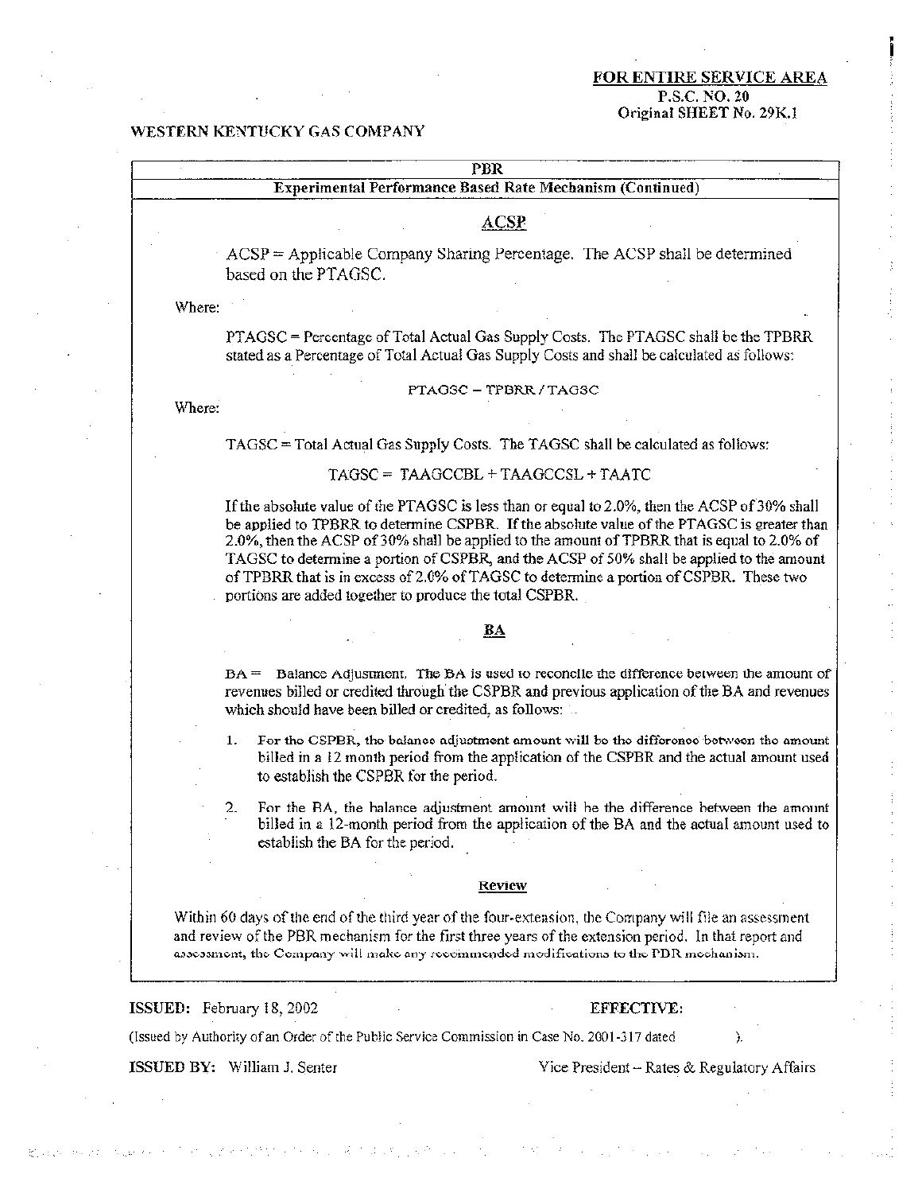**FOR ENTIRE SERVICE AREA**
**P.S.C. NO. 20**
**Original SHEET No. 29K.1**

WESTERN KENTUCKY GAS COMPANY

**PBR**
**Experimental Performance Based Rate Mechanism (Continued)**

## ACSP

ACSP = Applicable Company Sharing Percentage. The ACSP shall be determined based on the PTAGSC.

Where:

PTAGSC = Percentage of Total Actual Gas Supply Costs. The PTAGSC shall be the TPBRR stated as a Percentage of Total Actual Gas Supply Costs and shall be calculated as follows:

$$PTAGSC = TPBRR / TAGSC$$

Where:

TAGSC = Total Actual Gas Supply Costs. The TAGSC shall be calculated as follows:

$$TAGSC = TAAGCCBL + TAAGCCSL + TAATC$$

If the absolute value of the PTAGSC is less than or equal to 2.0%, then the ACSP of 30% shall be applied to TPBRR to determine CSPBR. If the absolute value of the PTAGSC is greater than 2.0%, then the ACSP of 30% shall be applied to the amount of TPBRR that is equal to 2.0% of TAGSC to determine a portion of CSPBR, and the ACSP of 50% shall be applied to the amount of TPBRR that is in excess of 2.0% of TAGSC to determine a portion of CSPBR. These two portions are added together to produce the total CSPBR.

## BA

BA = Balance Adjustment. The BA is used to reconcile the difference between the amount of revenues billed or credited through the CSPBR and previous application of the BA and revenues which should have been billed or credited, as follows:

1. For the CSPBR, the balance adjustment amount will be the difference between the amount billed in a 12 month period from the application of the CSPBR and the actual amount used to establish the CSPBR for the period.
2. For the BA, the balance adjustment amount will be the difference between the amount billed in a 12-month period from the application of the BA and the actual amount used to establish the BA for the period.

## Review

Within 60 days of the end of the third year of the four-extension, the Company will file an assessment and review of the PBR mechanism for the first three years of the extension period. In that report and assessment, the Company will make any recommended modifications to the PBR mechanism.

**ISSUED:** February 18, 2002 **EFFECTIVE:**

(Issued by Authority of an Order of the Public Service Commission in Case No. 2001-317 dated ).

**ISSUED BY:** William J. Senter Vice President – Rates & Regulatory Affairs